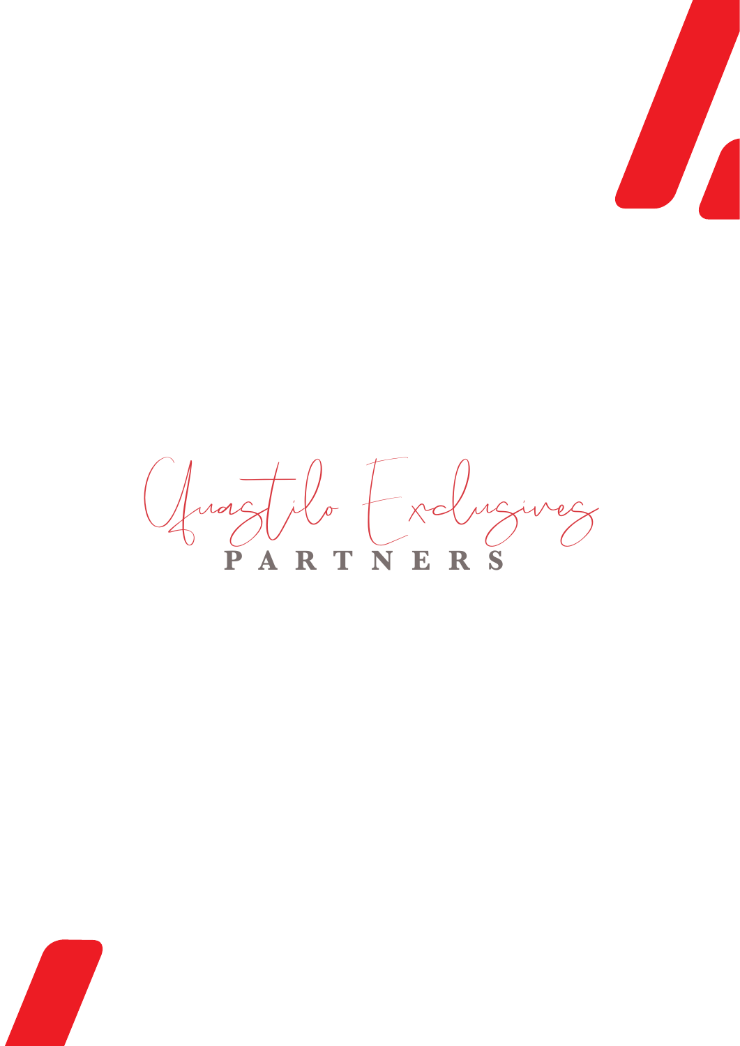# Guastilo Exclusives

## PARTNERS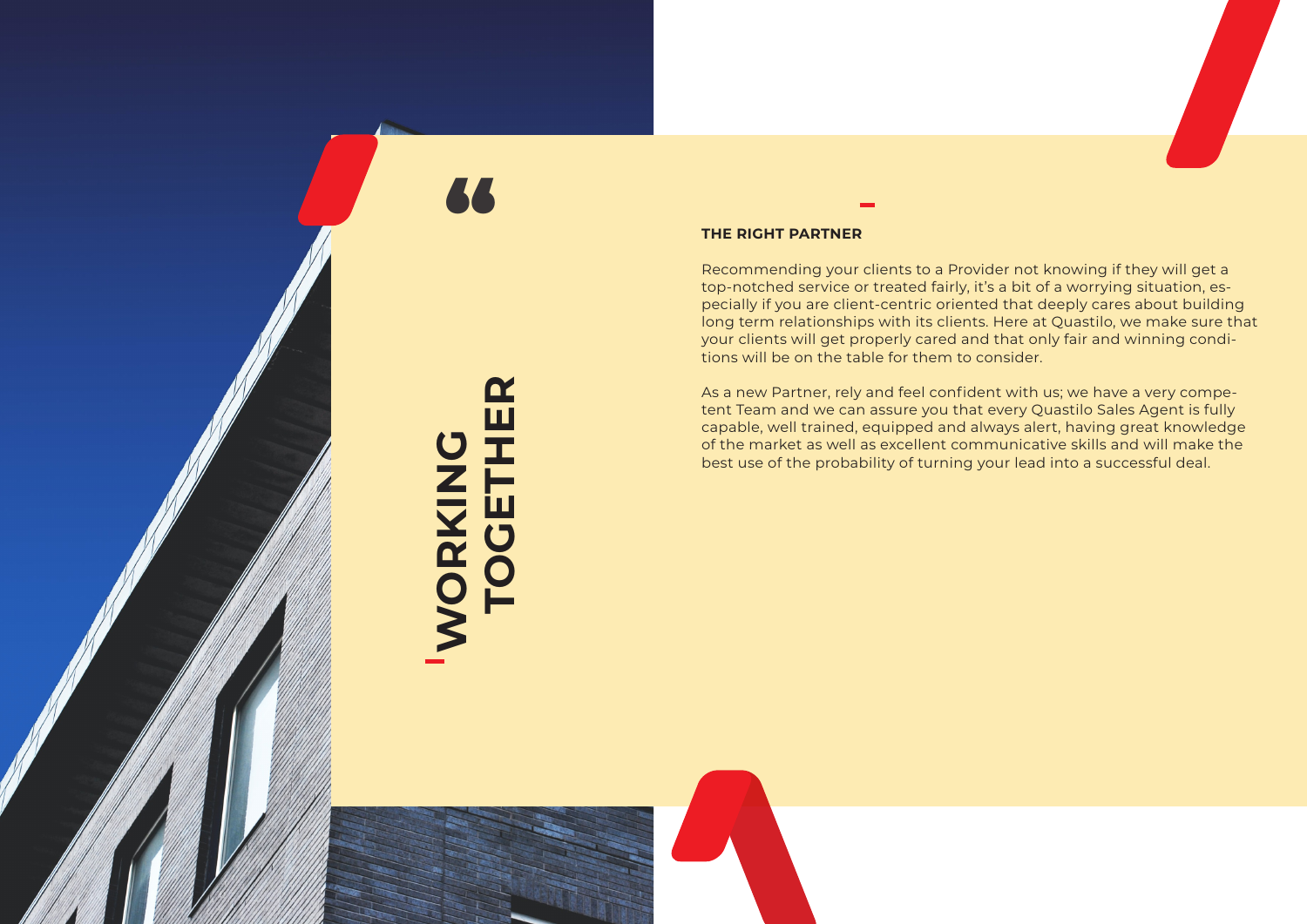# WORKING TOGETHER

**THE RIGHT PARTNER**

Recommending your clients to a Provider not knowing if they will get a top-notched service or treated fairly, it's a bit of a worrying situation, especially if you are client-centric oriented that deeply cares about building long term relationships with its clients. Here at Quastilo, we make sure that your clients will get properly cared and that only fair and winning conditions will be on the table for them to consider.

As a new Partner, rely and feel confident with us; we have a very competent Team and we can assure you that every Quastilo Sales Agent is fully capable, well trained, equipped and always alert, having great knowledge of the market as well as excellent communicative skills and will make the best use of the probability of turning your lead into a successful deal.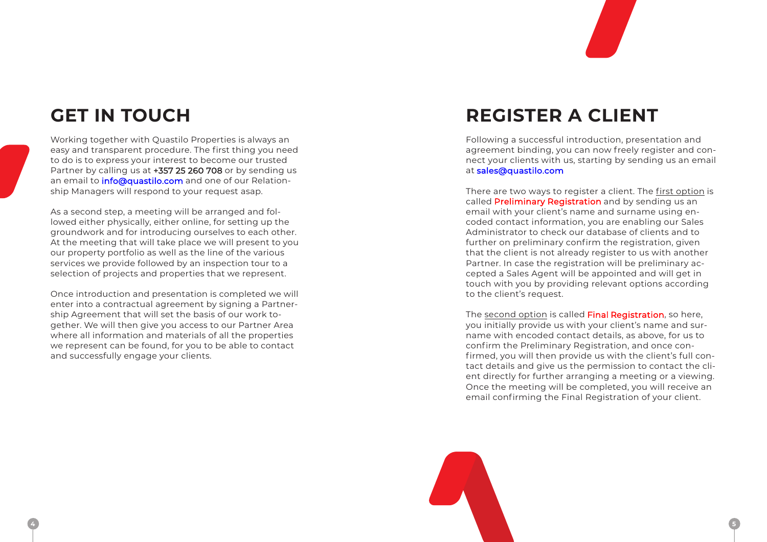## GET IN TOUCH

Working together with Quastilo Properties is always an easy and transparent procedure. The first thing you need to do is to express your interest to become our trusted Partner by calling us at **+357 25 260 708** or by sending us an email to info@quastilo.com and one of our Relationship Managers will respond to your request asap.

As a second step, a meeting will be arranged and followed either physically, either online, for setting up the groundwork and for introducing ourselves to each other. At the meeting that will take place we will present to you our property portfolio as well as the line of the various services we provide followed by an inspection tour to a selection of projects and properties that we represent.

Once introduction and presentation is completed we will enter into a contractual agreement by signing a Partnership Agreement that will set the basis of our work together. We will then give you access to our Partner Area where all information and materials of all the properties we represent can be found, for you to be able to contact and successfully engage your clients.

## REGISTER A CLIENT

Following a successful introduction, presentation and agreement binding, you can now freely register and connect your clients with us, starting by sending us an email at sales@quastilo.com

There are two ways to register a client. The first option is called Preliminary Registration and by sending us an email with your client's name and surname using encoded contact information, you are enabling our Sales Administrator to check our database of clients and to further on preliminary confirm the registration, given that the client is not already register to us with another Partner. In case the registration will be preliminary accepted a Sales Agent will be appointed and will get in touch with you by providing relevant options according to the client's request.

The second option is called Final Registration, so here, you initially provide us with your client's name and surname with encoded contact details, as above, for us to confirm the Preliminary Registration, and once confirmed, you will then provide us with the client's full contact details and give us the permission to contact the client directly for further arranging a meeting or a viewing. Once the meeting will be completed, you will receive an email confirming the Final Registration of your client.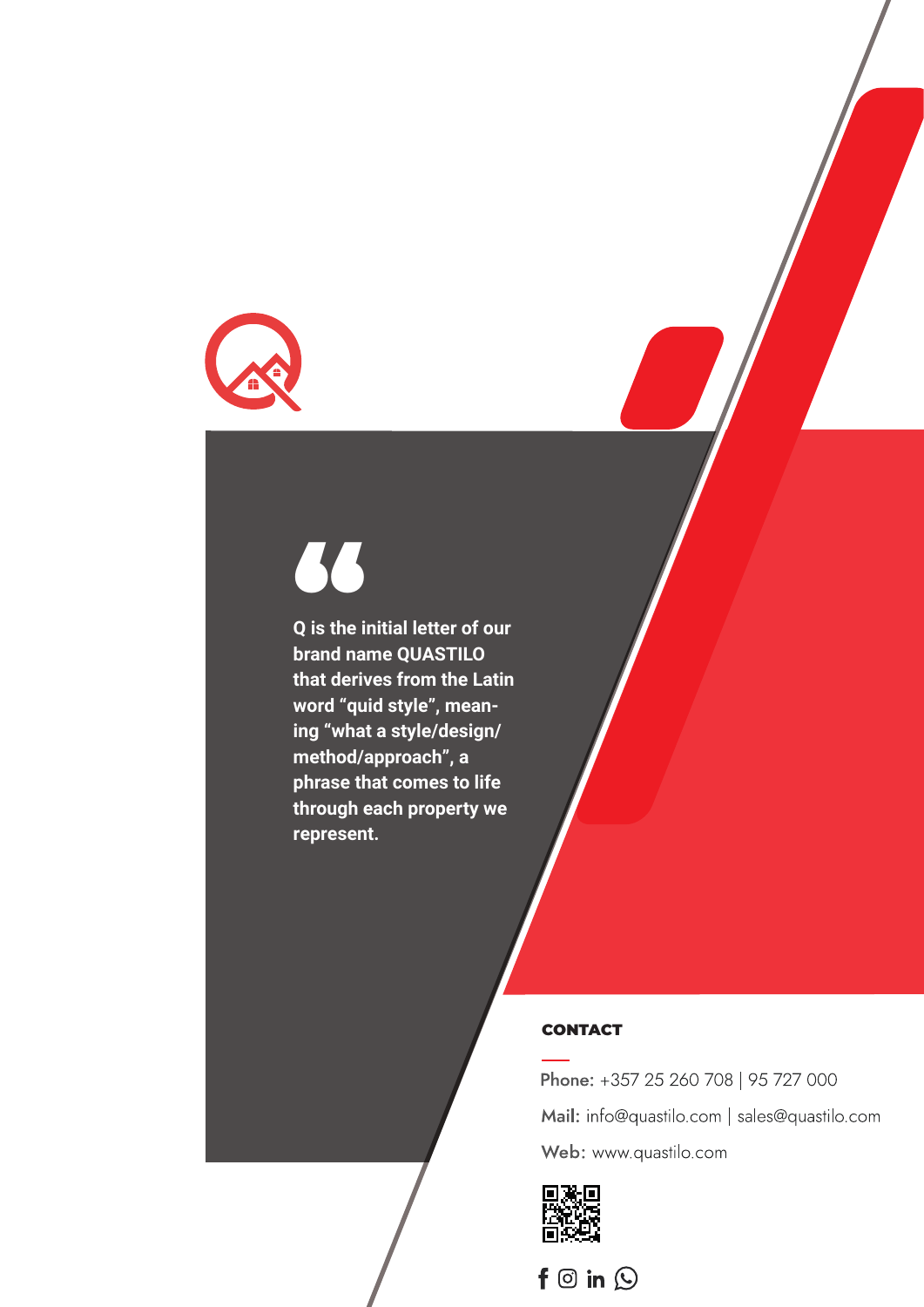> **Q is the initial letter of our brand name QUASTILO that derives from the Latin word “quid style”, meaning “what a style/design/method/approach”, a phrase that comes to life through each property we represent.**

## CONTACT

**Phone:** +357 25 260 708 | 95 727 000

**Mail:** info@quastilo.com | sales@quastilo.com

**Web:** www.quastilo.com